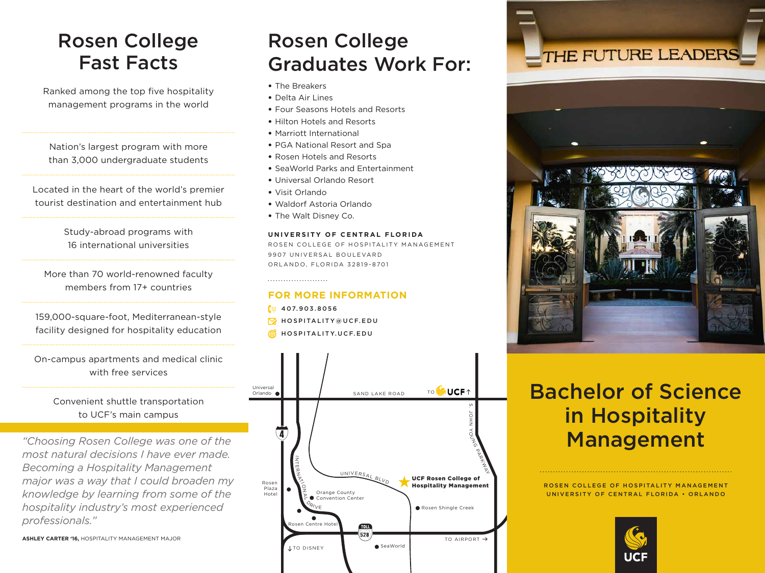# Rosen College Fast Facts

Ranked among the top five hospitality management programs in the world

Nation's largest program with more than 3,000 undergraduate students

Located in the heart of the world's premier tourist destination and entertainment hub

Study-abroad programs with 16 international universities

More than 70 world-renowned faculty members from 17+ countries

159,000-square-foot, Mediterranean-style facility designed for hospitality education

On-campus apartments and medical clinic with free services

Convenient shuttle transportation to UCF's main campus

*"Choosing Rosen College was one of the most natural decisions I have ever made. Becoming a Hospitality Management major was a way that I could broaden my knowledge by learning from some of the hospitality industry's most experienced professionals."*

**ASHLEY CARTER '16,** HOSPITALITY MANAGEMENT MAJOR

# Rosen College Graduates Work For:

- The Breakers
- Delta Air Lines
- Four Seasons Hotels and Resorts
- Hilton Hotels and Resorts
- Marriott International
- PGA National Resort and Spa
- Rosen Hotels and Resorts
- SeaWorld Parks and Entertainment
- Universal Orlando Resort
- Visit Orlando
- Waldorf Astoria Orlando
- The Walt Disney Co.

**UNIVERSITY OF CENTRAL FLORIDA**
ROSEN COLLEGE OF HOSPITALITY MANAGEMENT
9907 UNIVERSAL BOULEVARD
ORLANDO, FLORIDA 32819-8701

## FOR MORE INFORMATION

**407.903.8056**
**HOSPITALITY@UCF.EDU**
**HOSPITALITY.UCF.EDU**

Universal Orlando · SAND LAKE ROAD · TO UCF ↑ · S. JOHN YOUNG PARKWAY · 4 · INTERNATIONAL DRIVE · UNIVERSAL BLVD · UCF Rosen College of Hospitality Management · Rosen Plaza Hotel · Orange County Convention Center · Rosen Shingle Creek · Rosen Centre Hotel · TOLL 528 · TO AIRPORT → · ↓TO DISNEY · SeaWorld

THE FUTURE LEADERS

# Bachelor of Science in Hospitality Management

ROSEN COLLEGE OF HOSPITALITY MANAGEMENT
UNIVERSITY OF CENTRAL FLORIDA • ORLANDO

UCF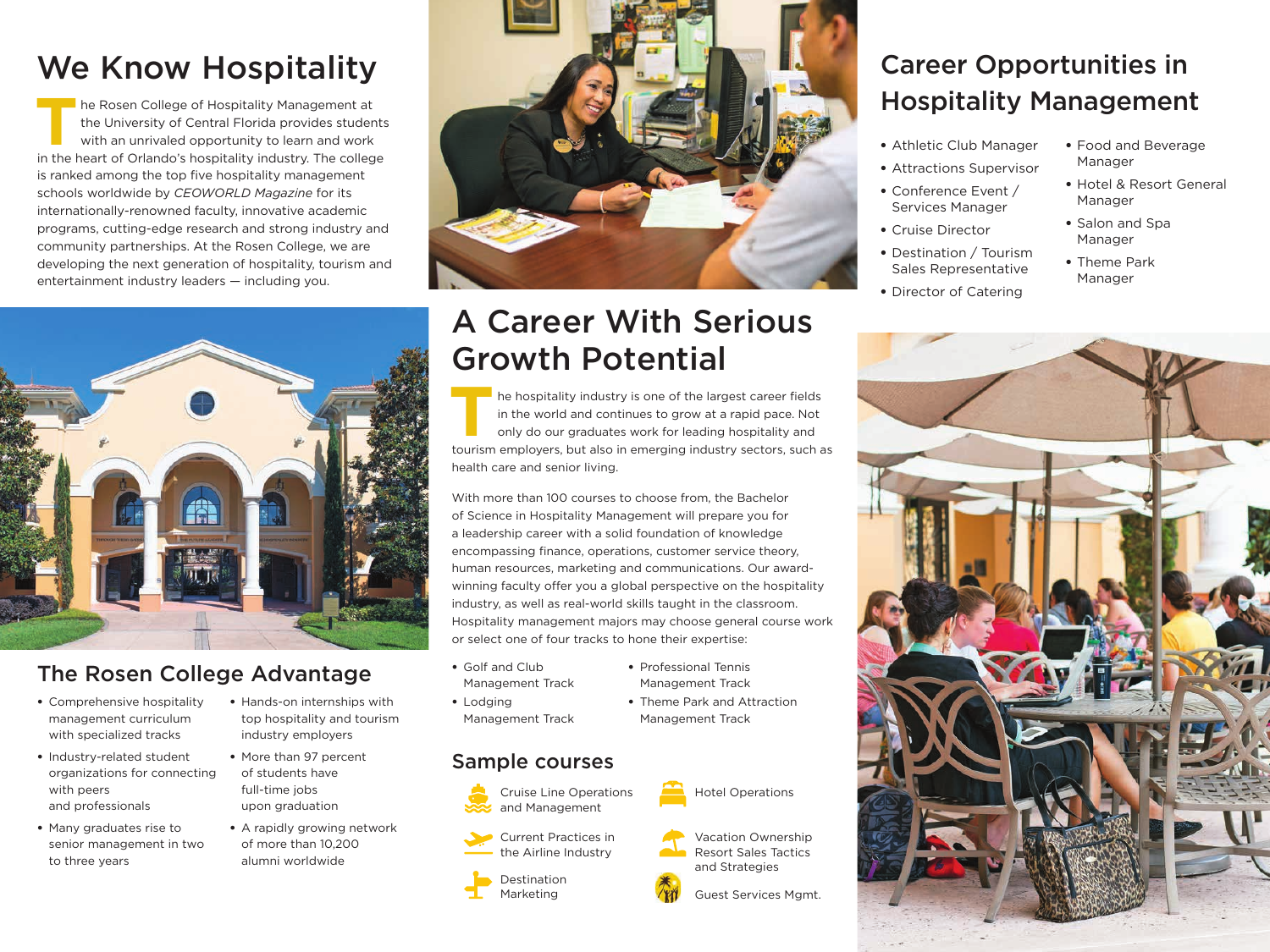# We Know Hospitality

The Rosen College of Hospitality Management at the University of Central Florida provides students with an unrivaled opportunity to learn and work in the heart of Orlando's hospitality industry. The college is ranked among the top five hospitality management schools worldwide by *CEOWORLD Magazine* for its internationally-renowned faculty, innovative academic programs, cutting-edge research and strong industry and community partnerships. At the Rosen College, we are developing the next generation of hospitality, tourism and entertainment industry leaders — including you.

## The Rosen College Advantage

- Comprehensive hospitality management curriculum with specialized tracks
- Industry-related student organizations for connecting with peers and professionals
- Many graduates rise to senior management in two to three years
- Hands-on internships with top hospitality and tourism industry employers
- More than 97 percent of students have full-time jobs upon graduation
- A rapidly growing network of more than 10,200 alumni worldwide

# A Career With Serious Growth Potential

The hospitality industry is one of the largest career fields in the world and continues to grow at a rapid pace. Not only do our graduates work for leading hospitality and tourism employers, but also in emerging industry sectors, such as health care and senior living.

With more than 100 courses to choose from, the Bachelor of Science in Hospitality Management will prepare you for a leadership career with a solid foundation of knowledge encompassing finance, operations, customer service theory, human resources, marketing and communications. Our award-winning faculty offer you a global perspective on the hospitality industry, as well as real-world skills taught in the classroom. Hospitality management majors may choose general course work or select one of four tracks to hone their expertise:

- Golf and Club Management Track
- Lodging Management Track
- Professional Tennis Management Track
- Theme Park and Attraction Management Track

## Sample courses

- Cruise Line Operations and Management
- Current Practices in the Airline Industry
- Destination Marketing
- Hotel Operations
- Vacation Ownership Resort Sales Tactics and Strategies
- Guest Services Mgmt.

# Career Opportunities in Hospitality Management

- Athletic Club Manager
- Attractions Supervisor
- Conference Event / Services Manager
- Cruise Director
- Destination / Tourism Sales Representative
- Director of Catering
- Food and Beverage Manager
- Hotel & Resort General Manager
- Salon and Spa Manager
- Theme Park Manager